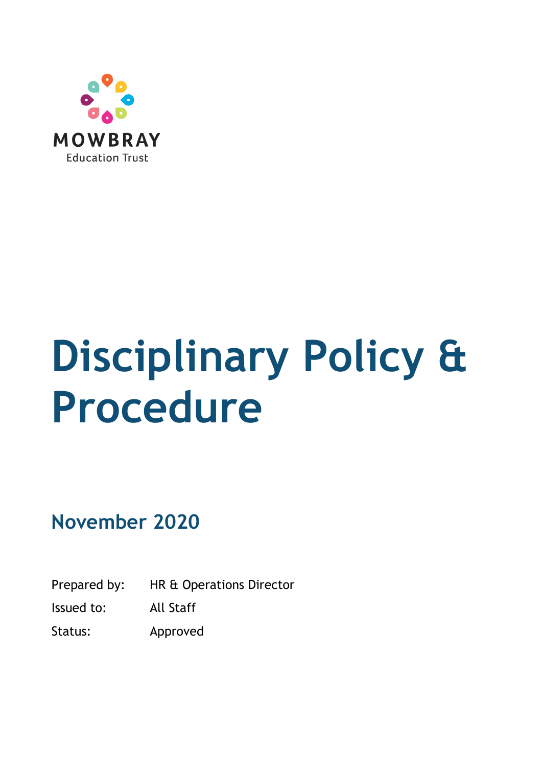MOWBRAY

Education Trust

# Disciplinary Policy & Procedure

## November 2020

Prepared by: HR & Operations Director

Issued to: All Staff

Status: Approved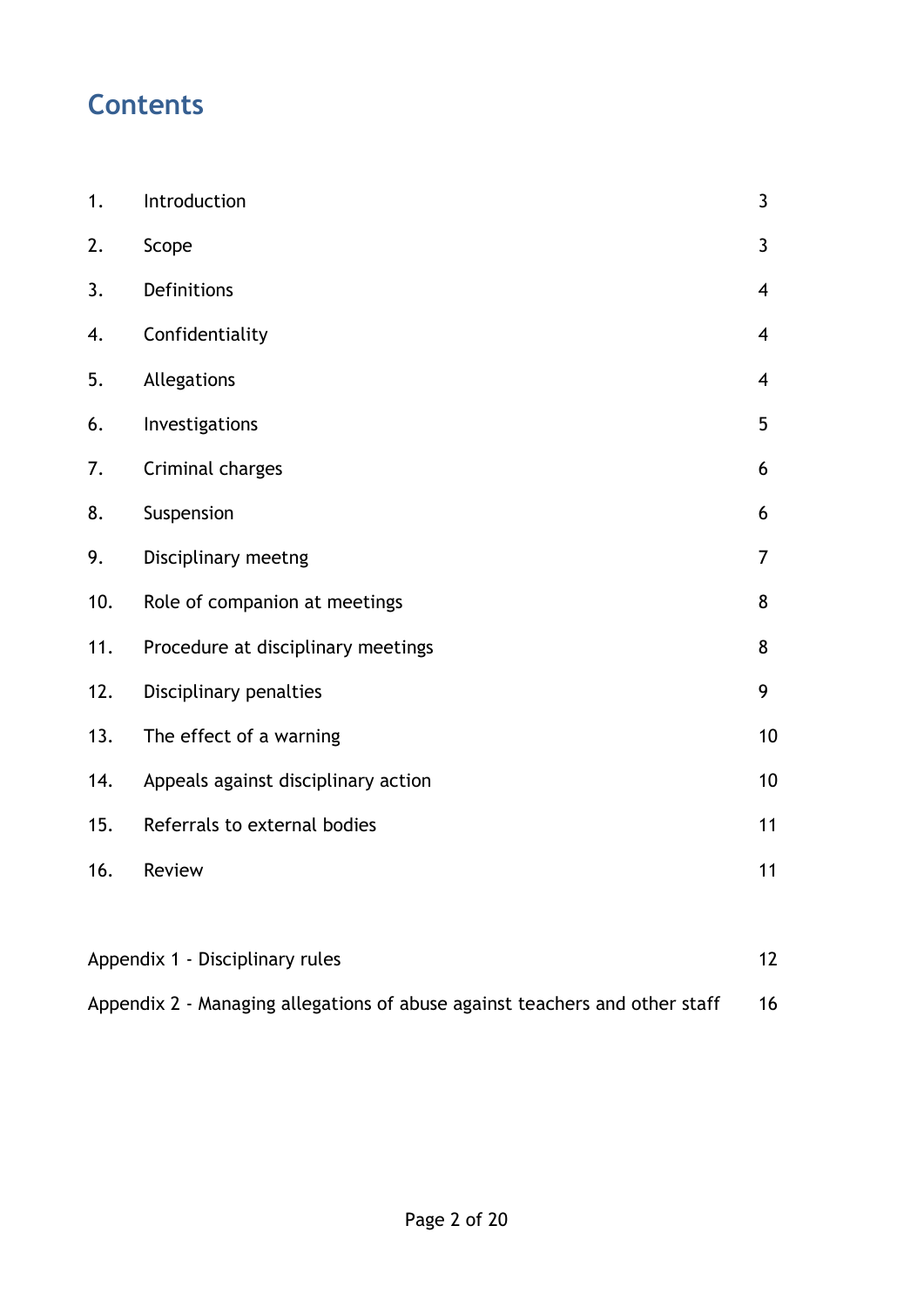# Contents

| | | |
|---|---|---|
| 1. | Introduction | 3 |
| 2. | Scope | 3 |
| 3. | Definitions | 4 |
| 4. | Confidentiality | 4 |
| 5. | Allegations | 4 |
| 6. | Investigations | 5 |
| 7. | Criminal charges | 6 |
| 8. | Suspension | 6 |
| 9. | Disciplinary meetng | 7 |
| 10. | Role of companion at meetings | 8 |
| 11. | Procedure at disciplinary meetings | 8 |
| 12. | Disciplinary penalties | 9 |
| 13. | The effect of a warning | 10 |
| 14. | Appeals against disciplinary action | 10 |
| 15. | Referrals to external bodies | 11 |
| 16. | Review | 11 |

| | |
|---|---|
| Appendix 1 - Disciplinary rules | 12 |
| Appendix 2 - Managing allegations of abuse against teachers and other staff | 16 |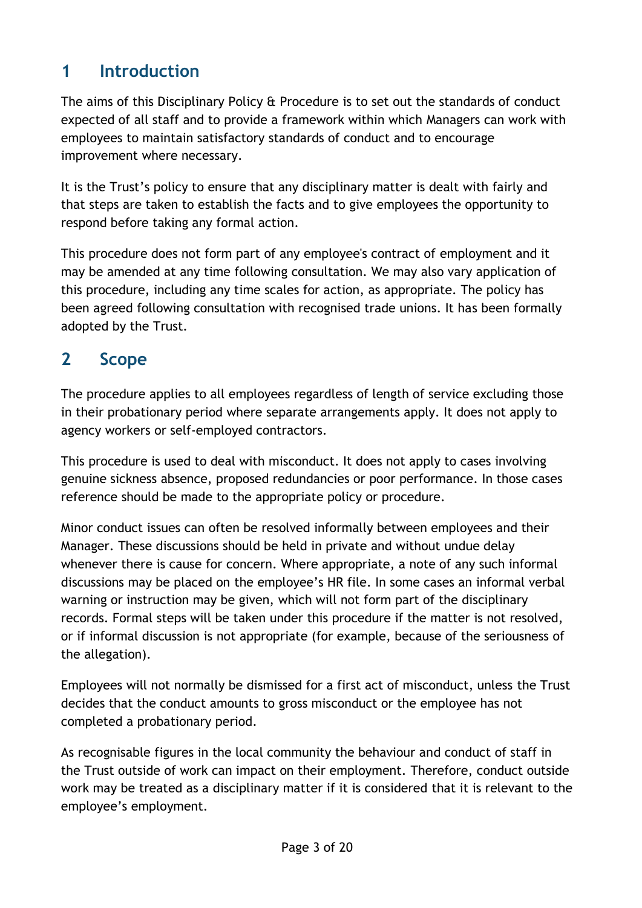## 1 Introduction

The aims of this Disciplinary Policy & Procedure is to set out the standards of conduct expected of all staff and to provide a framework within which Managers can work with employees to maintain satisfactory standards of conduct and to encourage improvement where necessary.

It is the Trust's policy to ensure that any disciplinary matter is dealt with fairly and that steps are taken to establish the facts and to give employees the opportunity to respond before taking any formal action.

This procedure does not form part of any employee's contract of employment and it may be amended at any time following consultation. We may also vary application of this procedure, including any time scales for action, as appropriate. The policy has been agreed following consultation with recognised trade unions. It has been formally adopted by the Trust.

## 2 Scope

The procedure applies to all employees regardless of length of service excluding those in their probationary period where separate arrangements apply. It does not apply to agency workers or self-employed contractors.

This procedure is used to deal with misconduct. It does not apply to cases involving genuine sickness absence, proposed redundancies or poor performance. In those cases reference should be made to the appropriate policy or procedure.

Minor conduct issues can often be resolved informally between employees and their Manager. These discussions should be held in private and without undue delay whenever there is cause for concern. Where appropriate, a note of any such informal discussions may be placed on the employee's HR file. In some cases an informal verbal warning or instruction may be given, which will not form part of the disciplinary records. Formal steps will be taken under this procedure if the matter is not resolved, or if informal discussion is not appropriate (for example, because of the seriousness of the allegation).

Employees will not normally be dismissed for a first act of misconduct, unless the Trust decides that the conduct amounts to gross misconduct or the employee has not completed a probationary period.

As recognisable figures in the local community the behaviour and conduct of staff in the Trust outside of work can impact on their employment. Therefore, conduct outside work may be treated as a disciplinary matter if it is considered that it is relevant to the employee's employment.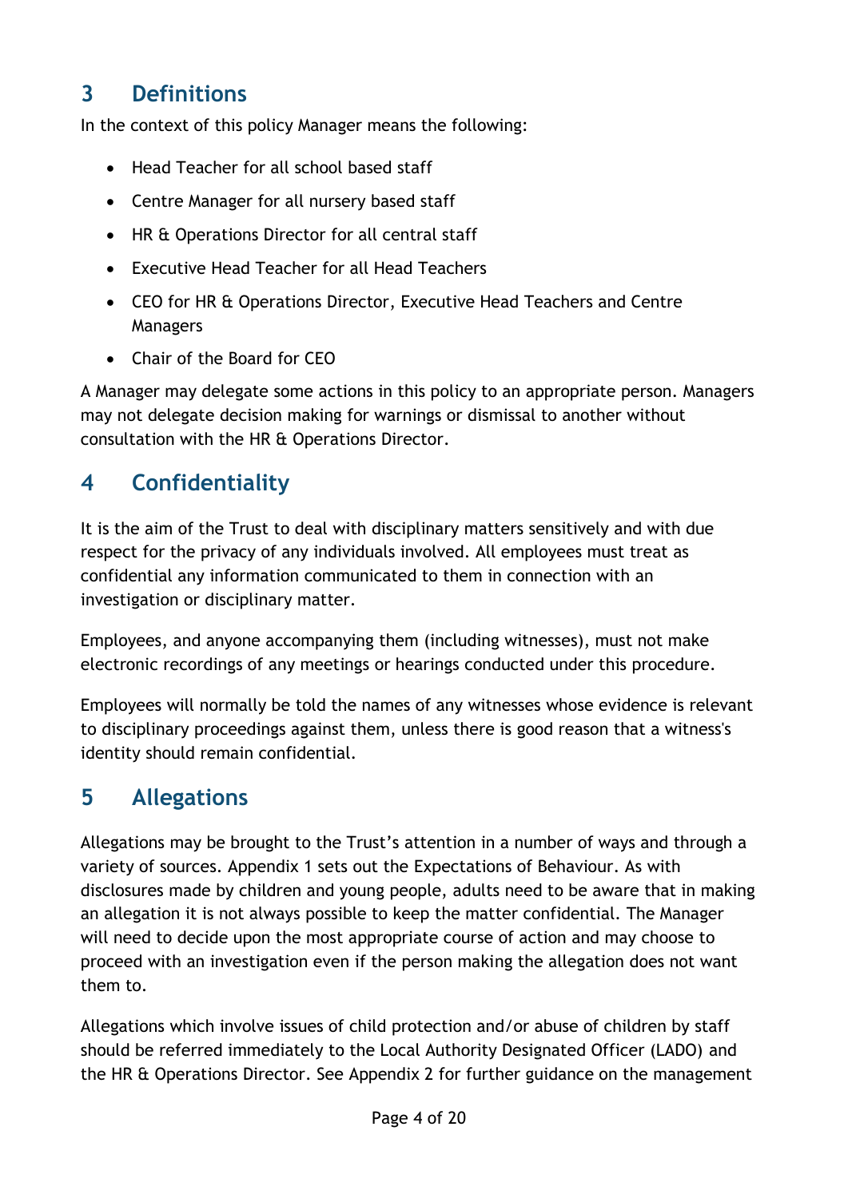## 3 Definitions

In the context of this policy Manager means the following:

- Head Teacher for all school based staff
- Centre Manager for all nursery based staff
- HR & Operations Director for all central staff
- Executive Head Teacher for all Head Teachers
- CEO for HR & Operations Director, Executive Head Teachers and Centre Managers
- Chair of the Board for CEO

A Manager may delegate some actions in this policy to an appropriate person. Managers may not delegate decision making for warnings or dismissal to another without consultation with the HR & Operations Director.

## 4 Confidentiality

It is the aim of the Trust to deal with disciplinary matters sensitively and with due respect for the privacy of any individuals involved. All employees must treat as confidential any information communicated to them in connection with an investigation or disciplinary matter.

Employees, and anyone accompanying them (including witnesses), must not make electronic recordings of any meetings or hearings conducted under this procedure.

Employees will normally be told the names of any witnesses whose evidence is relevant to disciplinary proceedings against them, unless there is good reason that a witness's identity should remain confidential.

## 5 Allegations

Allegations may be brought to the Trust's attention in a number of ways and through a variety of sources. Appendix 1 sets out the Expectations of Behaviour. As with disclosures made by children and young people, adults need to be aware that in making an allegation it is not always possible to keep the matter confidential. The Manager will need to decide upon the most appropriate course of action and may choose to proceed with an investigation even if the person making the allegation does not want them to.

Allegations which involve issues of child protection and/or abuse of children by staff should be referred immediately to the Local Authority Designated Officer (LADO) and the HR & Operations Director. See Appendix 2 for further guidance on the management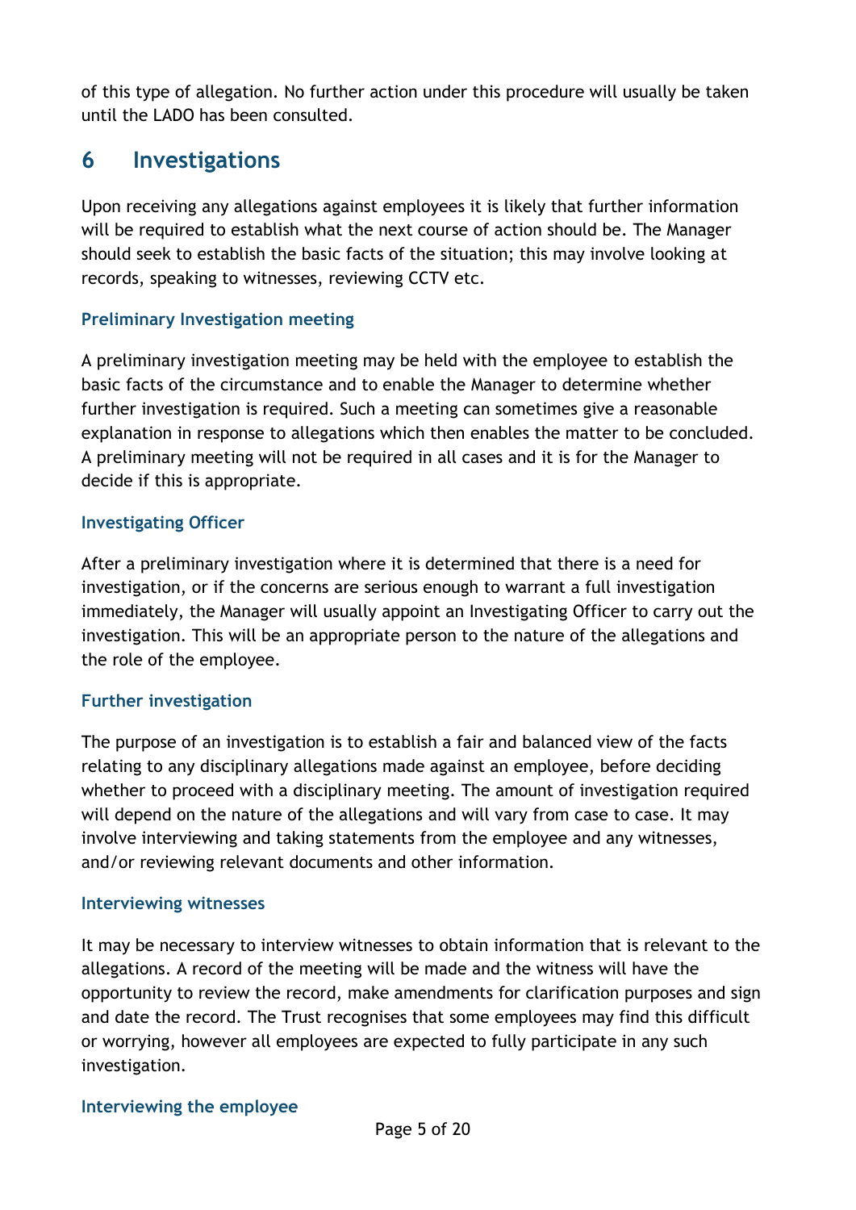of this type of allegation. No further action under this procedure will usually be taken until the LADO has been consulted.

## 6 Investigations

Upon receiving any allegations against employees it is likely that further information will be required to establish what the next course of action should be. The Manager should seek to establish the basic facts of the situation; this may involve looking at records, speaking to witnesses, reviewing CCTV etc.

### Preliminary Investigation meeting

A preliminary investigation meeting may be held with the employee to establish the basic facts of the circumstance and to enable the Manager to determine whether further investigation is required. Such a meeting can sometimes give a reasonable explanation in response to allegations which then enables the matter to be concluded. A preliminary meeting will not be required in all cases and it is for the Manager to decide if this is appropriate.

### Investigating Officer

After a preliminary investigation where it is determined that there is a need for investigation, or if the concerns are serious enough to warrant a full investigation immediately, the Manager will usually appoint an Investigating Officer to carry out the investigation. This will be an appropriate person to the nature of the allegations and the role of the employee.

### Further investigation

The purpose of an investigation is to establish a fair and balanced view of the facts relating to any disciplinary allegations made against an employee, before deciding whether to proceed with a disciplinary meeting. The amount of investigation required will depend on the nature of the allegations and will vary from case to case. It may involve interviewing and taking statements from the employee and any witnesses, and/or reviewing relevant documents and other information.

### Interviewing witnesses

It may be necessary to interview witnesses to obtain information that is relevant to the allegations. A record of the meeting will be made and the witness will have the opportunity to review the record, make amendments for clarification purposes and sign and date the record. The Trust recognises that some employees may find this difficult or worrying, however all employees are expected to fully participate in any such investigation.

### Interviewing the employee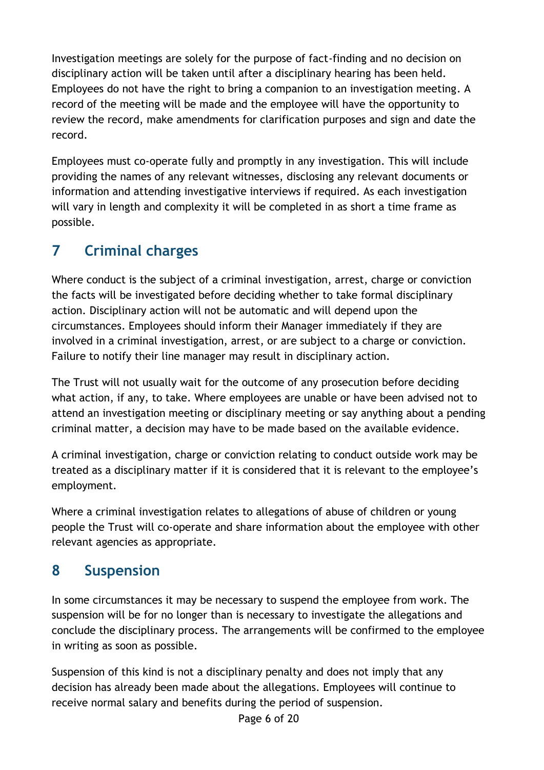Investigation meetings are solely for the purpose of fact-finding and no decision on disciplinary action will be taken until after a disciplinary hearing has been held. Employees do not have the right to bring a companion to an investigation meeting. A record of the meeting will be made and the employee will have the opportunity to review the record, make amendments for clarification purposes and sign and date the record.

Employees must co-operate fully and promptly in any investigation. This will include providing the names of any relevant witnesses, disclosing any relevant documents or information and attending investigative interviews if required. As each investigation will vary in length and complexity it will be completed in as short a time frame as possible.

## 7 Criminal charges

Where conduct is the subject of a criminal investigation, arrest, charge or conviction the facts will be investigated before deciding whether to take formal disciplinary action. Disciplinary action will not be automatic and will depend upon the circumstances. Employees should inform their Manager immediately if they are involved in a criminal investigation, arrest, or are subject to a charge or conviction. Failure to notify their line manager may result in disciplinary action.

The Trust will not usually wait for the outcome of any prosecution before deciding what action, if any, to take. Where employees are unable or have been advised not to attend an investigation meeting or disciplinary meeting or say anything about a pending criminal matter, a decision may have to be made based on the available evidence.

A criminal investigation, charge or conviction relating to conduct outside work may be treated as a disciplinary matter if it is considered that it is relevant to the employee's employment.

Where a criminal investigation relates to allegations of abuse of children or young people the Trust will co-operate and share information about the employee with other relevant agencies as appropriate.

## 8 Suspension

In some circumstances it may be necessary to suspend the employee from work. The suspension will be for no longer than is necessary to investigate the allegations and conclude the disciplinary process. The arrangements will be confirmed to the employee in writing as soon as possible.

Suspension of this kind is not a disciplinary penalty and does not imply that any decision has already been made about the allegations. Employees will continue to receive normal salary and benefits during the period of suspension.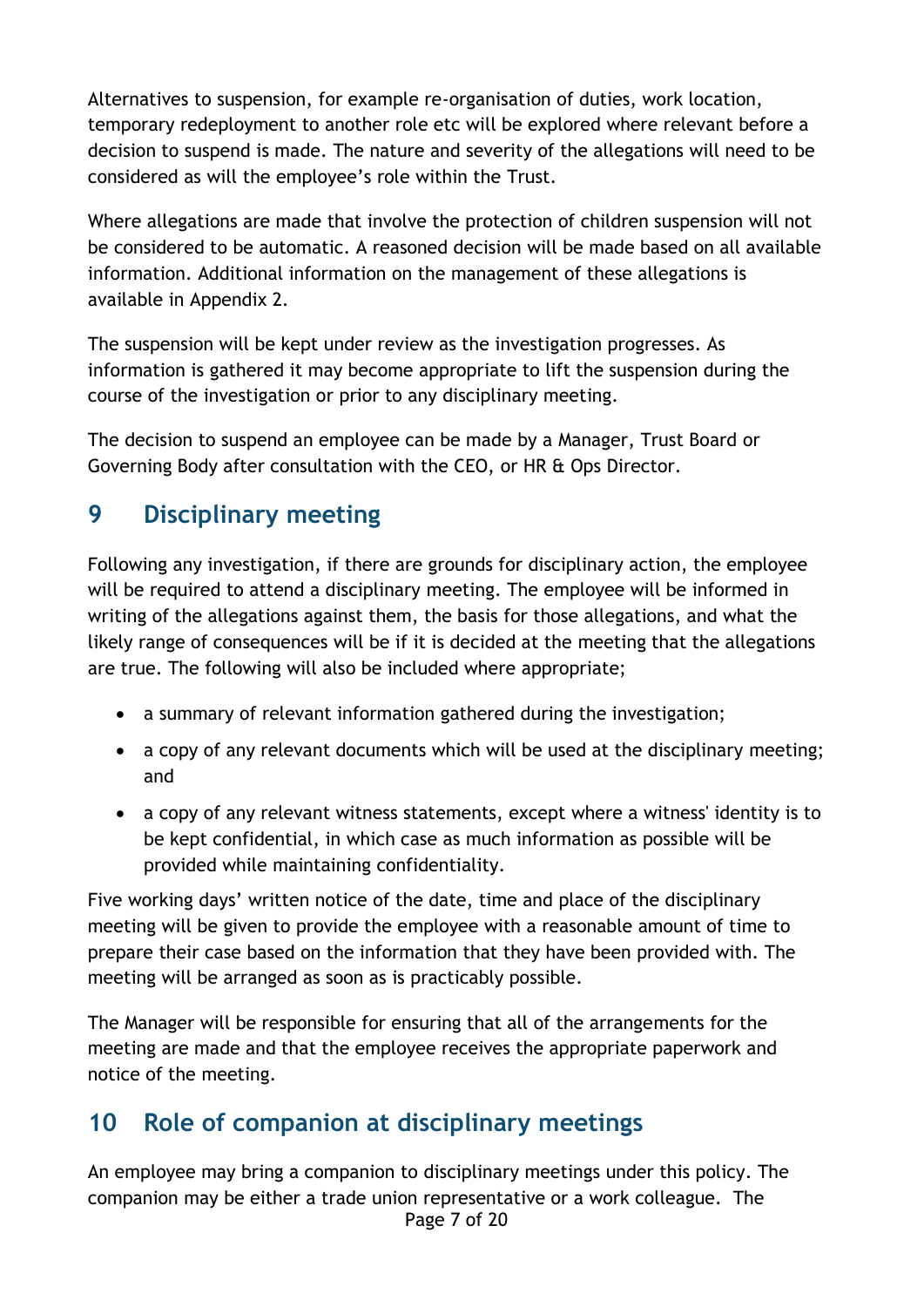Alternatives to suspension, for example re-organisation of duties, work location, temporary redeployment to another role etc will be explored where relevant before a decision to suspend is made. The nature and severity of the allegations will need to be considered as will the employee's role within the Trust.

Where allegations are made that involve the protection of children suspension will not be considered to be automatic. A reasoned decision will be made based on all available information. Additional information on the management of these allegations is available in Appendix 2.

The suspension will be kept under review as the investigation progresses. As information is gathered it may become appropriate to lift the suspension during the course of the investigation or prior to any disciplinary meeting.

The decision to suspend an employee can be made by a Manager, Trust Board or Governing Body after consultation with the CEO, or HR & Ops Director.

## 9 Disciplinary meeting

Following any investigation, if there are grounds for disciplinary action, the employee will be required to attend a disciplinary meeting. The employee will be informed in writing of the allegations against them, the basis for those allegations, and what the likely range of consequences will be if it is decided at the meeting that the allegations are true. The following will also be included where appropriate;

- a summary of relevant information gathered during the investigation;
- a copy of any relevant documents which will be used at the disciplinary meeting; and
- a copy of any relevant witness statements, except where a witness' identity is to be kept confidential, in which case as much information as possible will be provided while maintaining confidentiality.

Five working days' written notice of the date, time and place of the disciplinary meeting will be given to provide the employee with a reasonable amount of time to prepare their case based on the information that they have been provided with. The meeting will be arranged as soon as is practicably possible.

The Manager will be responsible for ensuring that all of the arrangements for the meeting are made and that the employee receives the appropriate paperwork and notice of the meeting.

## 10 Role of companion at disciplinary meetings

An employee may bring a companion to disciplinary meetings under this policy. The companion may be either a trade union representative or a work colleague. The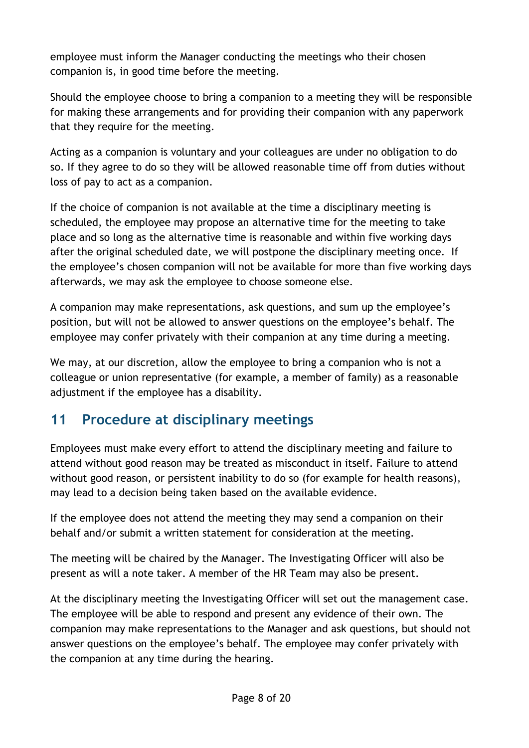employee must inform the Manager conducting the meetings who their chosen companion is, in good time before the meeting.

Should the employee choose to bring a companion to a meeting they will be responsible for making these arrangements and for providing their companion with any paperwork that they require for the meeting.

Acting as a companion is voluntary and your colleagues are under no obligation to do so. If they agree to do so they will be allowed reasonable time off from duties without loss of pay to act as a companion.

If the choice of companion is not available at the time a disciplinary meeting is scheduled, the employee may propose an alternative time for the meeting to take place and so long as the alternative time is reasonable and within five working days after the original scheduled date, we will postpone the disciplinary meeting once. If the employee's chosen companion will not be available for more than five working days afterwards, we may ask the employee to choose someone else.

A companion may make representations, ask questions, and sum up the employee's position, but will not be allowed to answer questions on the employee's behalf. The employee may confer privately with their companion at any time during a meeting.

We may, at our discretion, allow the employee to bring a companion who is not a colleague or union representative (for example, a member of family) as a reasonable adjustment if the employee has a disability.

## 11 Procedure at disciplinary meetings

Employees must make every effort to attend the disciplinary meeting and failure to attend without good reason may be treated as misconduct in itself. Failure to attend without good reason, or persistent inability to do so (for example for health reasons), may lead to a decision being taken based on the available evidence.

If the employee does not attend the meeting they may send a companion on their behalf and/or submit a written statement for consideration at the meeting.

The meeting will be chaired by the Manager. The Investigating Officer will also be present as will a note taker. A member of the HR Team may also be present.

At the disciplinary meeting the Investigating Officer will set out the management case. The employee will be able to respond and present any evidence of their own. The companion may make representations to the Manager and ask questions, but should not answer questions on the employee's behalf. The employee may confer privately with the companion at any time during the hearing.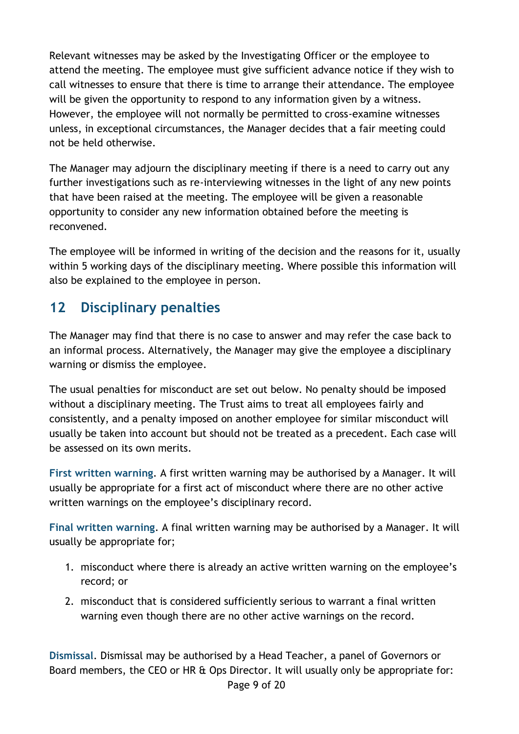Relevant witnesses may be asked by the Investigating Officer or the employee to attend the meeting. The employee must give sufficient advance notice if they wish to call witnesses to ensure that there is time to arrange their attendance. The employee will be given the opportunity to respond to any information given by a witness. However, the employee will not normally be permitted to cross-examine witnesses unless, in exceptional circumstances, the Manager decides that a fair meeting could not be held otherwise.

The Manager may adjourn the disciplinary meeting if there is a need to carry out any further investigations such as re-interviewing witnesses in the light of any new points that have been raised at the meeting. The employee will be given a reasonable opportunity to consider any new information obtained before the meeting is reconvened.

The employee will be informed in writing of the decision and the reasons for it, usually within 5 working days of the disciplinary meeting. Where possible this information will also be explained to the employee in person.

## 12 Disciplinary penalties

The Manager may find that there is no case to answer and may refer the case back to an informal process. Alternatively, the Manager may give the employee a disciplinary warning or dismiss the employee.

The usual penalties for misconduct are set out below. No penalty should be imposed without a disciplinary meeting. The Trust aims to treat all employees fairly and consistently, and a penalty imposed on another employee for similar misconduct will usually be taken into account but should not be treated as a precedent. Each case will be assessed on its own merits.

**First written warning**. A first written warning may be authorised by a Manager. It will usually be appropriate for a first act of misconduct where there are no other active written warnings on the employee's disciplinary record.

**Final written warning**. A final written warning may be authorised by a Manager. It will usually be appropriate for;

1. misconduct where there is already an active written warning on the employee's record; or
2. misconduct that is considered sufficiently serious to warrant a final written warning even though there are no other active warnings on the record.

**Dismissal**. Dismissal may be authorised by a Head Teacher, a panel of Governors or Board members, the CEO or HR & Ops Director. It will usually only be appropriate for: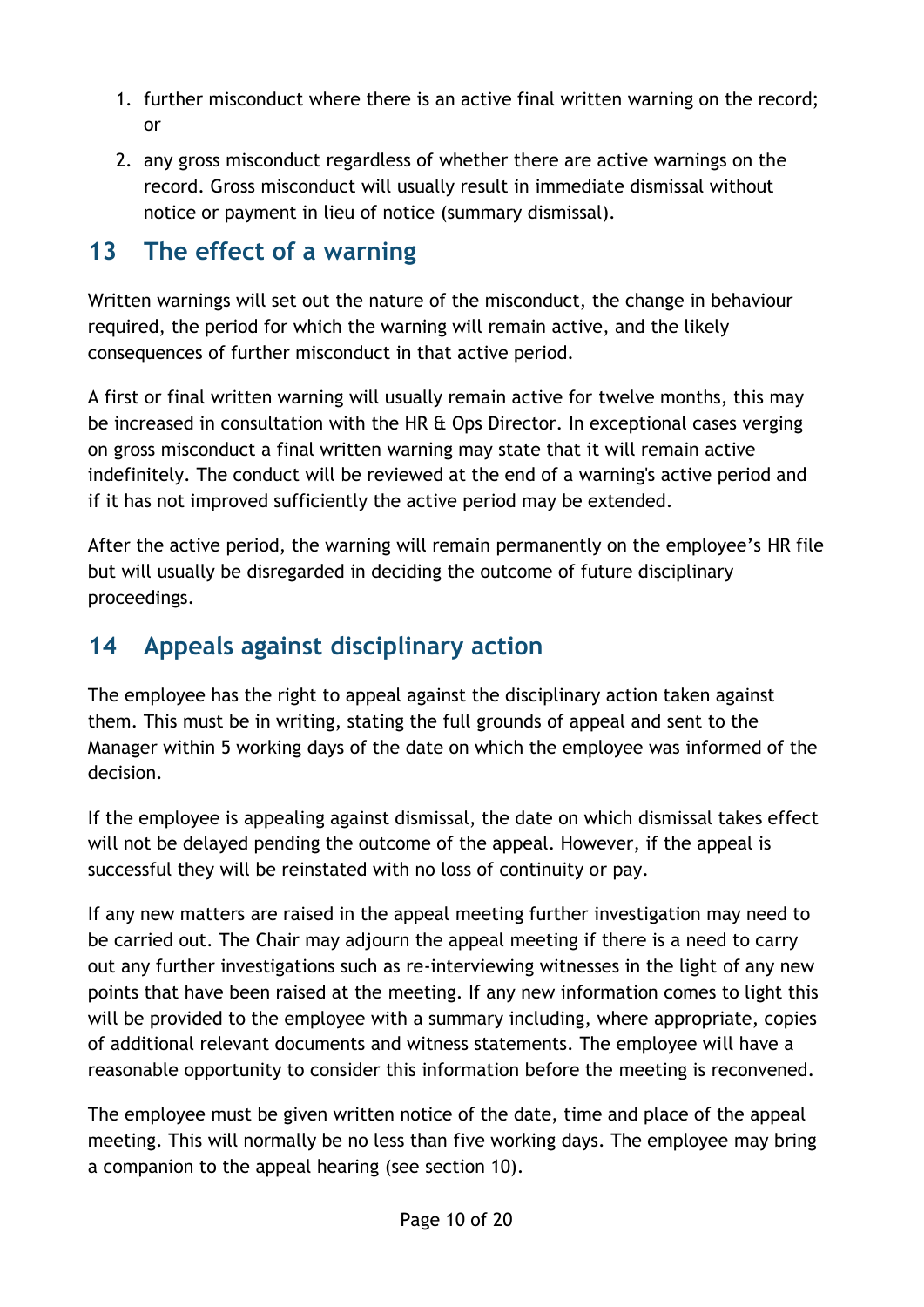1. further misconduct where there is an active final written warning on the record; or
2. any gross misconduct regardless of whether there are active warnings on the record. Gross misconduct will usually result in immediate dismissal without notice or payment in lieu of notice (summary dismissal).

## 13 The effect of a warning

Written warnings will set out the nature of the misconduct, the change in behaviour required, the period for which the warning will remain active, and the likely consequences of further misconduct in that active period.

A first or final written warning will usually remain active for twelve months, this may be increased in consultation with the HR & Ops Director. In exceptional cases verging on gross misconduct a final written warning may state that it will remain active indefinitely. The conduct will be reviewed at the end of a warning's active period and if it has not improved sufficiently the active period may be extended.

After the active period, the warning will remain permanently on the employee's HR file but will usually be disregarded in deciding the outcome of future disciplinary proceedings.

## 14 Appeals against disciplinary action

The employee has the right to appeal against the disciplinary action taken against them. This must be in writing, stating the full grounds of appeal and sent to the Manager within 5 working days of the date on which the employee was informed of the decision.

If the employee is appealing against dismissal, the date on which dismissal takes effect will not be delayed pending the outcome of the appeal. However, if the appeal is successful they will be reinstated with no loss of continuity or pay.

If any new matters are raised in the appeal meeting further investigation may need to be carried out. The Chair may adjourn the appeal meeting if there is a need to carry out any further investigations such as re-interviewing witnesses in the light of any new points that have been raised at the meeting. If any new information comes to light this will be provided to the employee with a summary including, where appropriate, copies of additional relevant documents and witness statements. The employee will have a reasonable opportunity to consider this information before the meeting is reconvened.

The employee must be given written notice of the date, time and place of the appeal meeting. This will normally be no less than five working days. The employee may bring a companion to the appeal hearing (see section 10).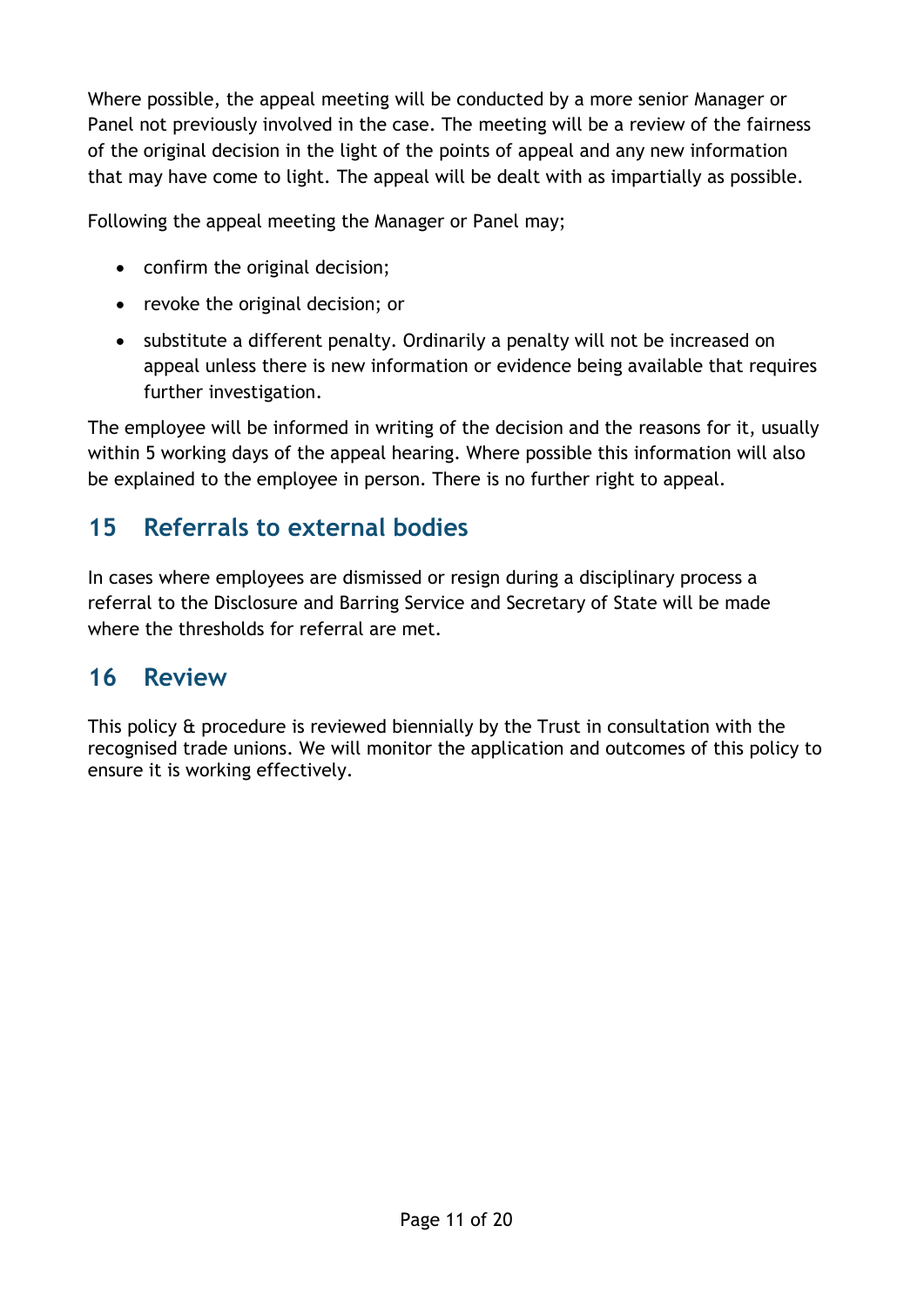Where possible, the appeal meeting will be conducted by a more senior Manager or Panel not previously involved in the case. The meeting will be a review of the fairness of the original decision in the light of the points of appeal and any new information that may have come to light. The appeal will be dealt with as impartially as possible.

Following the appeal meeting the Manager or Panel may;

- confirm the original decision;
- revoke the original decision; or
- substitute a different penalty. Ordinarily a penalty will not be increased on appeal unless there is new information or evidence being available that requires further investigation.

The employee will be informed in writing of the decision and the reasons for it, usually within 5 working days of the appeal hearing. Where possible this information will also be explained to the employee in person. There is no further right to appeal.

## 15 Referrals to external bodies

In cases where employees are dismissed or resign during a disciplinary process a referral to the Disclosure and Barring Service and Secretary of State will be made where the thresholds for referral are met.

## 16 Review

This policy & procedure is reviewed biennially by the Trust in consultation with the recognised trade unions. We will monitor the application and outcomes of this policy to ensure it is working effectively.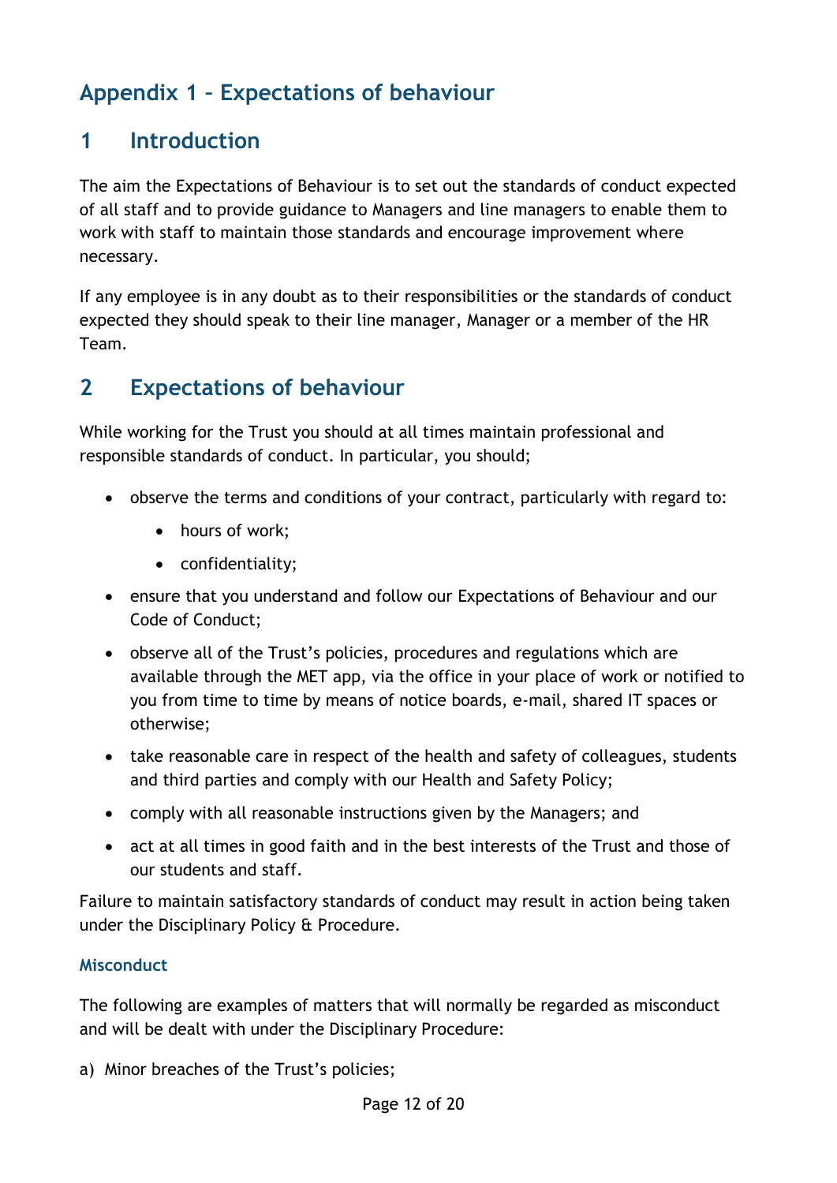# Appendix 1 – Expectations of behaviour

## 1 Introduction

The aim the Expectations of Behaviour is to set out the standards of conduct expected of all staff and to provide guidance to Managers and line managers to enable them to work with staff to maintain those standards and encourage improvement where necessary.

If any employee is in any doubt as to their responsibilities or the standards of conduct expected they should speak to their line manager, Manager or a member of the HR Team.

## 2 Expectations of behaviour

While working for the Trust you should at all times maintain professional and responsible standards of conduct. In particular, you should;

- observe the terms and conditions of your contract, particularly with regard to:
    - hours of work;
    - confidentiality;
- ensure that you understand and follow our Expectations of Behaviour and our Code of Conduct;
- observe all of the Trust's policies, procedures and regulations which are available through the MET app, via the office in your place of work or notified to you from time to time by means of notice boards, e-mail, shared IT spaces or otherwise;
- take reasonable care in respect of the health and safety of colleagues, students and third parties and comply with our Health and Safety Policy;
- comply with all reasonable instructions given by the Managers; and
- act at all times in good faith and in the best interests of the Trust and those of our students and staff.

Failure to maintain satisfactory standards of conduct may result in action being taken under the Disciplinary Policy & Procedure.

### Misconduct

The following are examples of matters that will normally be regarded as misconduct and will be dealt with under the Disciplinary Procedure:

a) Minor breaches of the Trust's policies;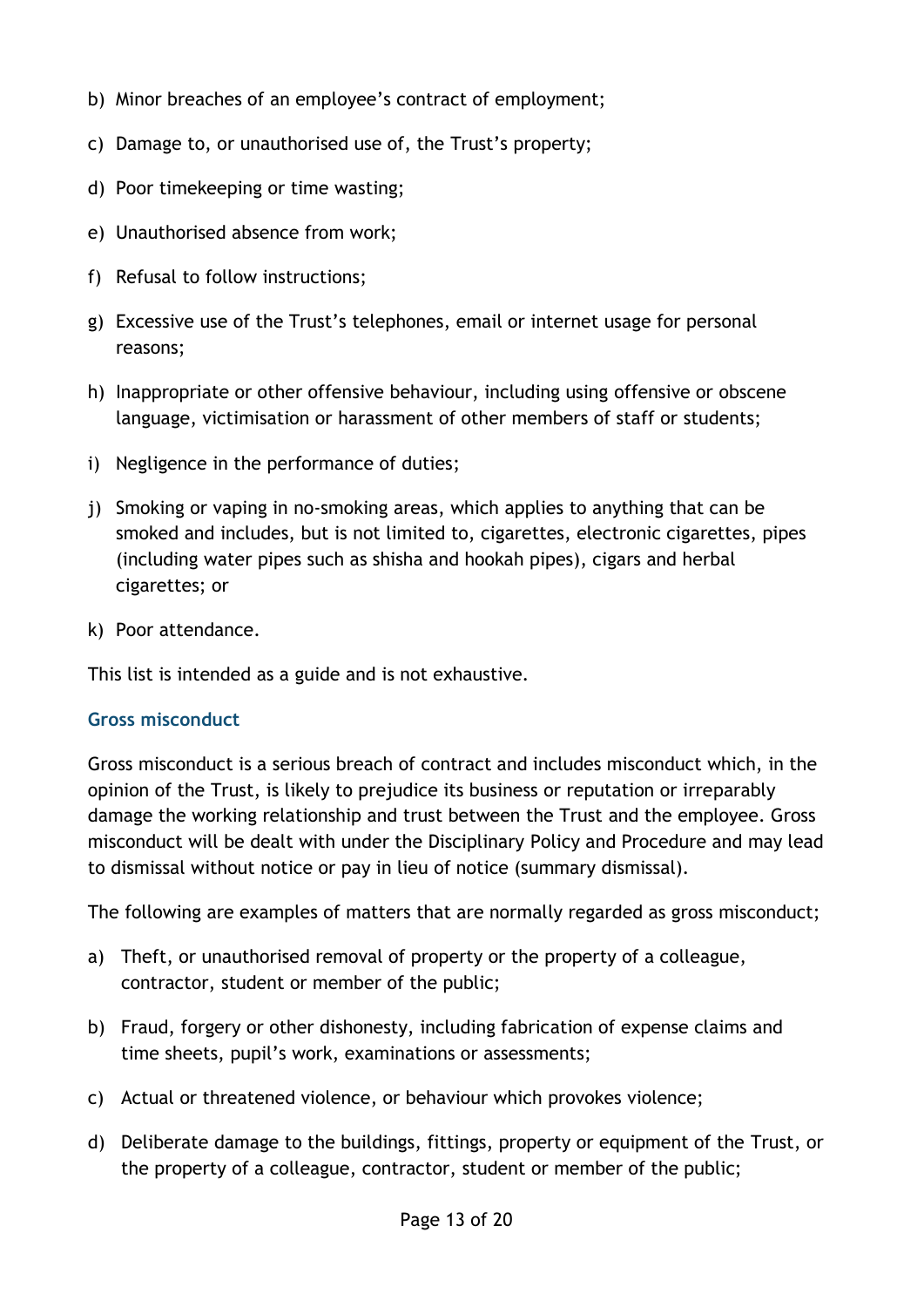b) Minor breaches of an employee's contract of employment;

c) Damage to, or unauthorised use of, the Trust's property;

d) Poor timekeeping or time wasting;

e) Unauthorised absence from work;

f) Refusal to follow instructions;

g) Excessive use of the Trust's telephones, email or internet usage for personal reasons;

h) Inappropriate or other offensive behaviour, including using offensive or obscene language, victimisation or harassment of other members of staff or students;

i) Negligence in the performance of duties;

j) Smoking or vaping in no-smoking areas, which applies to anything that can be smoked and includes, but is not limited to, cigarettes, electronic cigarettes, pipes (including water pipes such as shisha and hookah pipes), cigars and herbal cigarettes; or

k) Poor attendance.

This list is intended as a guide and is not exhaustive.

### Gross misconduct

Gross misconduct is a serious breach of contract and includes misconduct which, in the opinion of the Trust, is likely to prejudice its business or reputation or irreparably damage the working relationship and trust between the Trust and the employee. Gross misconduct will be dealt with under the Disciplinary Policy and Procedure and may lead to dismissal without notice or pay in lieu of notice (summary dismissal).

The following are examples of matters that are normally regarded as gross misconduct;

a) Theft, or unauthorised removal of property or the property of a colleague, contractor, student or member of the public;

b) Fraud, forgery or other dishonesty, including fabrication of expense claims and time sheets, pupil's work, examinations or assessments;

c) Actual or threatened violence, or behaviour which provokes violence;

d) Deliberate damage to the buildings, fittings, property or equipment of the Trust, or the property of a colleague, contractor, student or member of the public;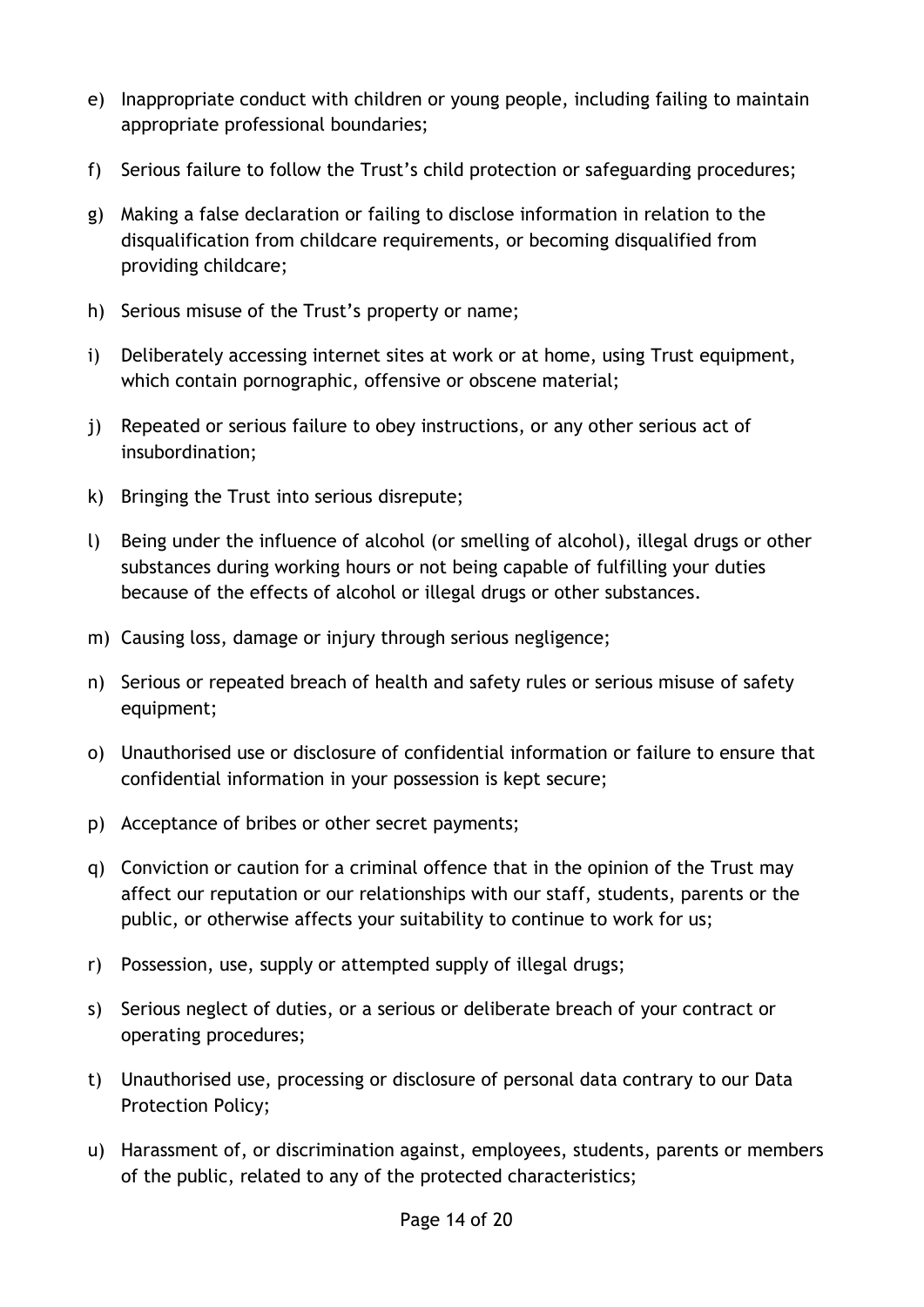e) Inappropriate conduct with children or young people, including failing to maintain appropriate professional boundaries;

f) Serious failure to follow the Trust's child protection or safeguarding procedures;

g) Making a false declaration or failing to disclose information in relation to the disqualification from childcare requirements, or becoming disqualified from providing childcare;

h) Serious misuse of the Trust's property or name;

i) Deliberately accessing internet sites at work or at home, using Trust equipment, which contain pornographic, offensive or obscene material;

j) Repeated or serious failure to obey instructions, or any other serious act of insubordination;

k) Bringing the Trust into serious disrepute;

l) Being under the influence of alcohol (or smelling of alcohol), illegal drugs or other substances during working hours or not being capable of fulfilling your duties because of the effects of alcohol or illegal drugs or other substances.

m) Causing loss, damage or injury through serious negligence;

n) Serious or repeated breach of health and safety rules or serious misuse of safety equipment;

o) Unauthorised use or disclosure of confidential information or failure to ensure that confidential information in your possession is kept secure;

p) Acceptance of bribes or other secret payments;

q) Conviction or caution for a criminal offence that in the opinion of the Trust may affect our reputation or our relationships with our staff, students, parents or the public, or otherwise affects your suitability to continue to work for us;

r) Possession, use, supply or attempted supply of illegal drugs;

s) Serious neglect of duties, or a serious or deliberate breach of your contract or operating procedures;

t) Unauthorised use, processing or disclosure of personal data contrary to our Data Protection Policy;

u) Harassment of, or discrimination against, employees, students, parents or members of the public, related to any of the protected characteristics;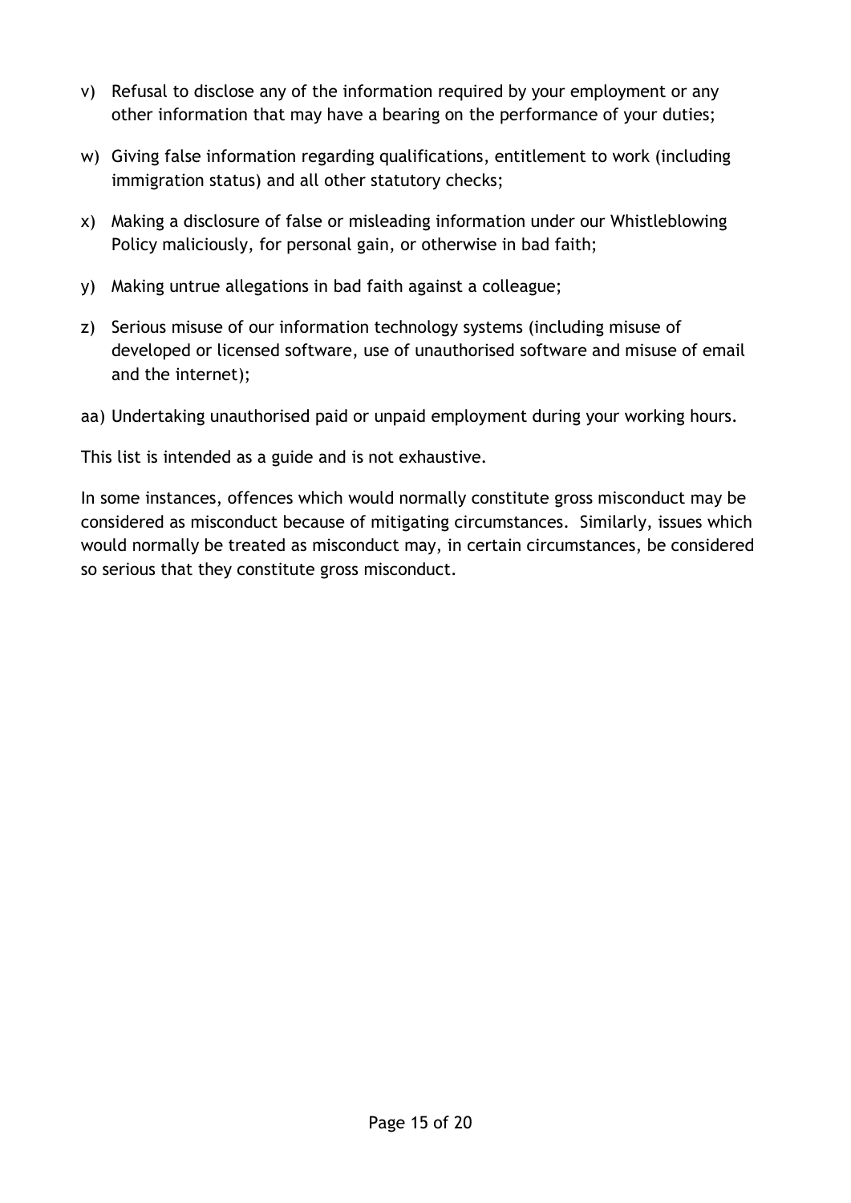v) Refusal to disclose any of the information required by your employment or any other information that may have a bearing on the performance of your duties;

w) Giving false information regarding qualifications, entitlement to work (including immigration status) and all other statutory checks;

x) Making a disclosure of false or misleading information under our Whistleblowing Policy maliciously, for personal gain, or otherwise in bad faith;

y) Making untrue allegations in bad faith against a colleague;

z) Serious misuse of our information technology systems (including misuse of developed or licensed software, use of unauthorised software and misuse of email and the internet);

aa) Undertaking unauthorised paid or unpaid employment during your working hours.

This list is intended as a guide and is not exhaustive.

In some instances, offences which would normally constitute gross misconduct may be considered as misconduct because of mitigating circumstances. Similarly, issues which would normally be treated as misconduct may, in certain circumstances, be considered so serious that they constitute gross misconduct.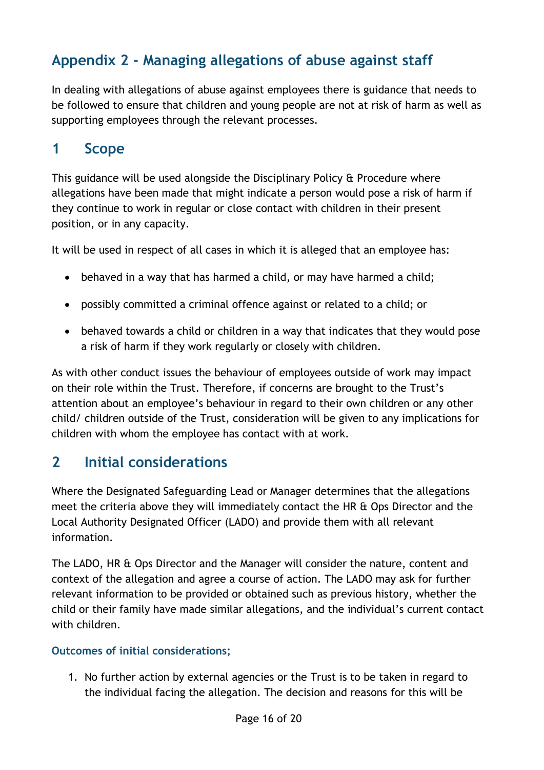## Appendix 2 - Managing allegations of abuse against staff

In dealing with allegations of abuse against employees there is guidance that needs to be followed to ensure that children and young people are not at risk of harm as well as supporting employees through the relevant processes.

## 1 Scope

This guidance will be used alongside the Disciplinary Policy & Procedure where allegations have been made that might indicate a person would pose a risk of harm if they continue to work in regular or close contact with children in their present position, or in any capacity.

It will be used in respect of all cases in which it is alleged that an employee has:

- behaved in a way that has harmed a child, or may have harmed a child;
- possibly committed a criminal offence against or related to a child; or
- behaved towards a child or children in a way that indicates that they would pose a risk of harm if they work regularly or closely with children.

As with other conduct issues the behaviour of employees outside of work may impact on their role within the Trust. Therefore, if concerns are brought to the Trust's attention about an employee's behaviour in regard to their own children or any other child/ children outside of the Trust, consideration will be given to any implications for children with whom the employee has contact with at work.

## 2 Initial considerations

Where the Designated Safeguarding Lead or Manager determines that the allegations meet the criteria above they will immediately contact the HR & Ops Director and the Local Authority Designated Officer (LADO) and provide them with all relevant information.

The LADO, HR & Ops Director and the Manager will consider the nature, content and context of the allegation and agree a course of action. The LADO may ask for further relevant information to be provided or obtained such as previous history, whether the child or their family have made similar allegations, and the individual's current contact with children.

### Outcomes of initial considerations;

1. No further action by external agencies or the Trust is to be taken in regard to the individual facing the allegation. The decision and reasons for this will be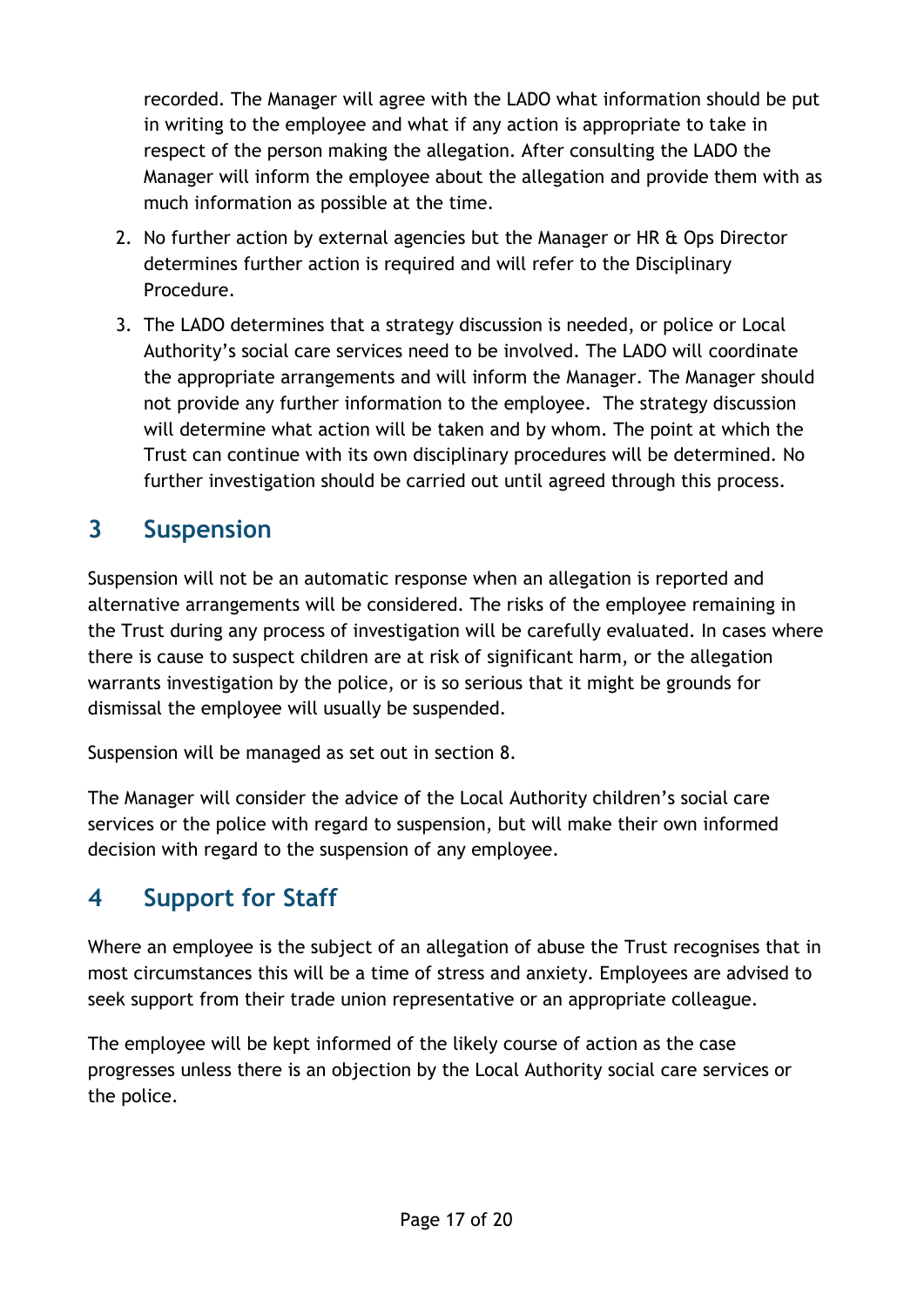recorded. The Manager will agree with the LADO what information should be put in writing to the employee and what if any action is appropriate to take in respect of the person making the allegation. After consulting the LADO the Manager will inform the employee about the allegation and provide them with as much information as possible at the time.

2. No further action by external agencies but the Manager or HR & Ops Director determines further action is required and will refer to the Disciplinary Procedure.
3. The LADO determines that a strategy discussion is needed, or police or Local Authority's social care services need to be involved. The LADO will coordinate the appropriate arrangements and will inform the Manager. The Manager should not provide any further information to the employee. The strategy discussion will determine what action will be taken and by whom. The point at which the Trust can continue with its own disciplinary procedures will be determined. No further investigation should be carried out until agreed through this process.

## 3 Suspension

Suspension will not be an automatic response when an allegation is reported and alternative arrangements will be considered. The risks of the employee remaining in the Trust during any process of investigation will be carefully evaluated. In cases where there is cause to suspect children are at risk of significant harm, or the allegation warrants investigation by the police, or is so serious that it might be grounds for dismissal the employee will usually be suspended.

Suspension will be managed as set out in section 8.

The Manager will consider the advice of the Local Authority children's social care services or the police with regard to suspension, but will make their own informed decision with regard to the suspension of any employee.

## 4 Support for Staff

Where an employee is the subject of an allegation of abuse the Trust recognises that in most circumstances this will be a time of stress and anxiety. Employees are advised to seek support from their trade union representative or an appropriate colleague.

The employee will be kept informed of the likely course of action as the case progresses unless there is an objection by the Local Authority social care services or the police.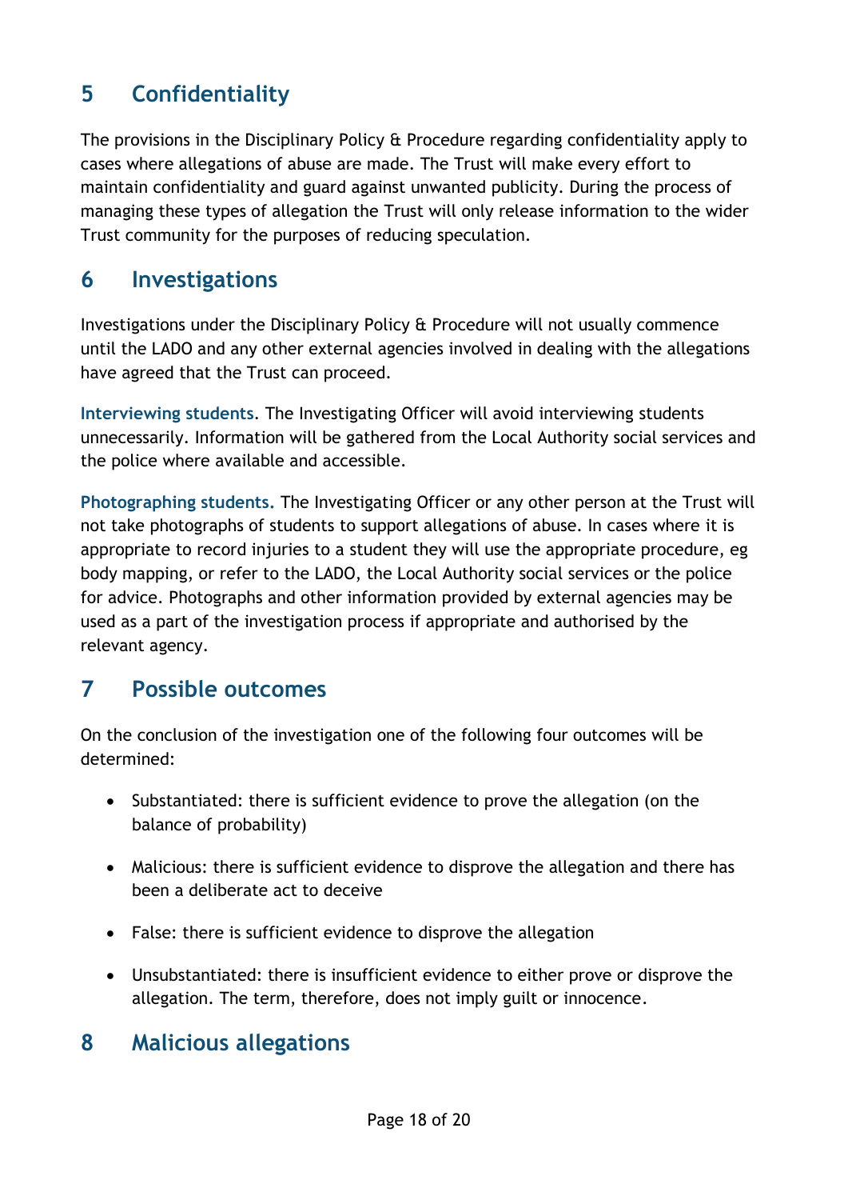## 5 Confidentiality

The provisions in the Disciplinary Policy & Procedure regarding confidentiality apply to cases where allegations of abuse are made. The Trust will make every effort to maintain confidentiality and guard against unwanted publicity. During the process of managing these types of allegation the Trust will only release information to the wider Trust community for the purposes of reducing speculation.

## 6 Investigations

Investigations under the Disciplinary Policy & Procedure will not usually commence until the LADO and any other external agencies involved in dealing with the allegations have agreed that the Trust can proceed.

**Interviewing students**. The Investigating Officer will avoid interviewing students unnecessarily. Information will be gathered from the Local Authority social services and the police where available and accessible.

**Photographing students.** The Investigating Officer or any other person at the Trust will not take photographs of students to support allegations of abuse. In cases where it is appropriate to record injuries to a student they will use the appropriate procedure, eg body mapping, or refer to the LADO, the Local Authority social services or the police for advice. Photographs and other information provided by external agencies may be used as a part of the investigation process if appropriate and authorised by the relevant agency.

## 7 Possible outcomes

On the conclusion of the investigation one of the following four outcomes will be determined:

- Substantiated: there is sufficient evidence to prove the allegation (on the balance of probability)
- Malicious: there is sufficient evidence to disprove the allegation and there has been a deliberate act to deceive
- False: there is sufficient evidence to disprove the allegation
- Unsubstantiated: there is insufficient evidence to either prove or disprove the allegation. The term, therefore, does not imply guilt or innocence.

## 8 Malicious allegations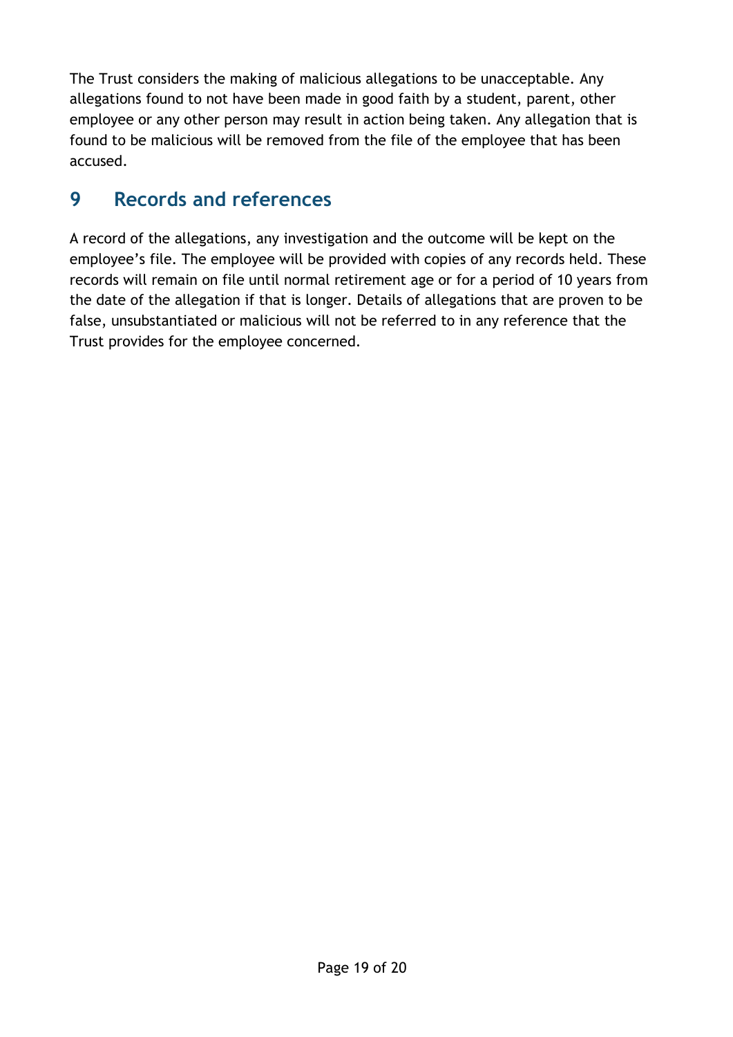The Trust considers the making of malicious allegations to be unacceptable. Any allegations found to not have been made in good faith by a student, parent, other employee or any other person may result in action being taken. Any allegation that is found to be malicious will be removed from the file of the employee that has been accused.

## 9 Records and references

A record of the allegations, any investigation and the outcome will be kept on the employee's file. The employee will be provided with copies of any records held. These records will remain on file until normal retirement age or for a period of 10 years from the date of the allegation if that is longer. Details of allegations that are proven to be false, unsubstantiated or malicious will not be referred to in any reference that the Trust provides for the employee concerned.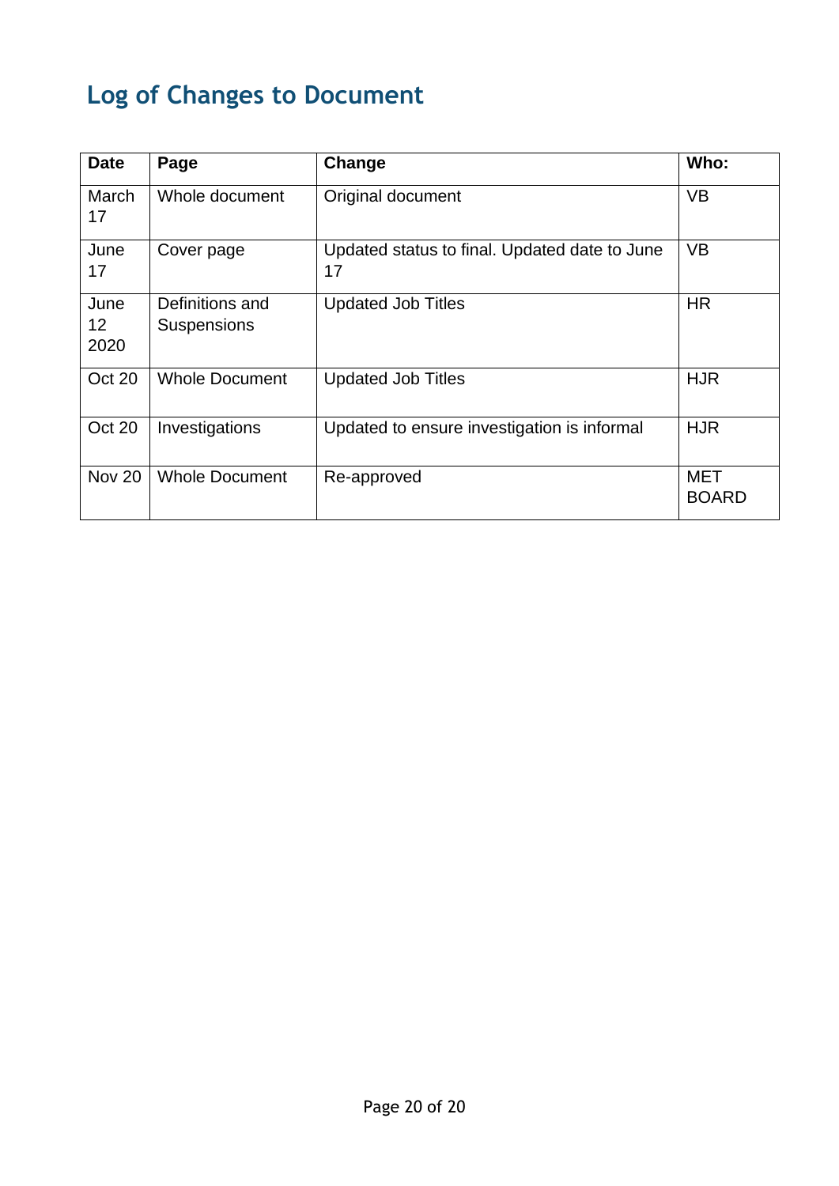## Log of Changes to Document

| Date | Page | Change | Who: |
|---|---|---|---|
| March 17 | Whole document | Original document | VB |
| June 17 | Cover page | Updated status to final. Updated date to June 17 | VB |
| June 12 2020 | Definitions and Suspensions | Updated Job Titles | HR |
| Oct 20 | Whole Document | Updated Job Titles | HJR |
| Oct 20 | Investigations | Updated to ensure investigation is informal | HJR |
| Nov 20 | Whole Document | Re-approved | MET BOARD |